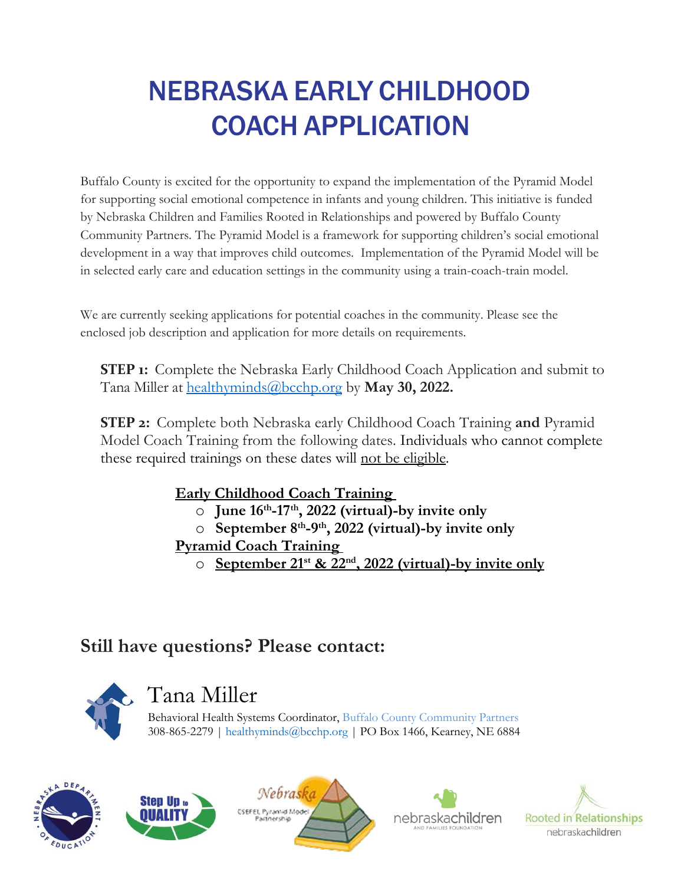# NEBRASKA EARLY CHILDHOOD COACH APPLICATION

Buffalo County is excited for the opportunity to expand the implementation of the Pyramid Model for supporting social emotional competence in infants and young children. This initiative is funded by Nebraska Children and Families Rooted in Relationships and powered by Buffalo County Community Partners. The Pyramid Model is a framework for supporting children's social emotional development in a way that improves child outcomes. Implementation of the Pyramid Model will be in selected early care and education settings in the community using a train-coach-train model.

We are currently seeking applications for potential coaches in the community. Please see the enclosed job description and application for more details on requirements.

**STEP 1:** Complete the Nebraska Early Childhood Coach Application and submit to Tana Miller at healthyminds@bcchp.org by **May 30, 2022.**

**STEP 2:** Complete both Nebraska early Childhood Coach Training **and** Pyramid Model Coach Training from the following dates. Individuals who cannot complete these required trainings on these dates will not be eligible.

**Early Childhood Coach Training**

- **June 16th-17th, 2022 (virtual)-by invite only**
- **September 8th-9th, 2022 (virtual)-by invite only**

**Pyramid Coach Training**

- **September 21st & 22nd, 2022 (virtual)-by invite only**

## Still have questions? Please contact:

Tana Miller

Behavioral Health Systems Coordinator, Buffalo County Community Partners
308-865-2279 | healthyminds@bcchp.org | PO Box 1466, Kearney, NE 6884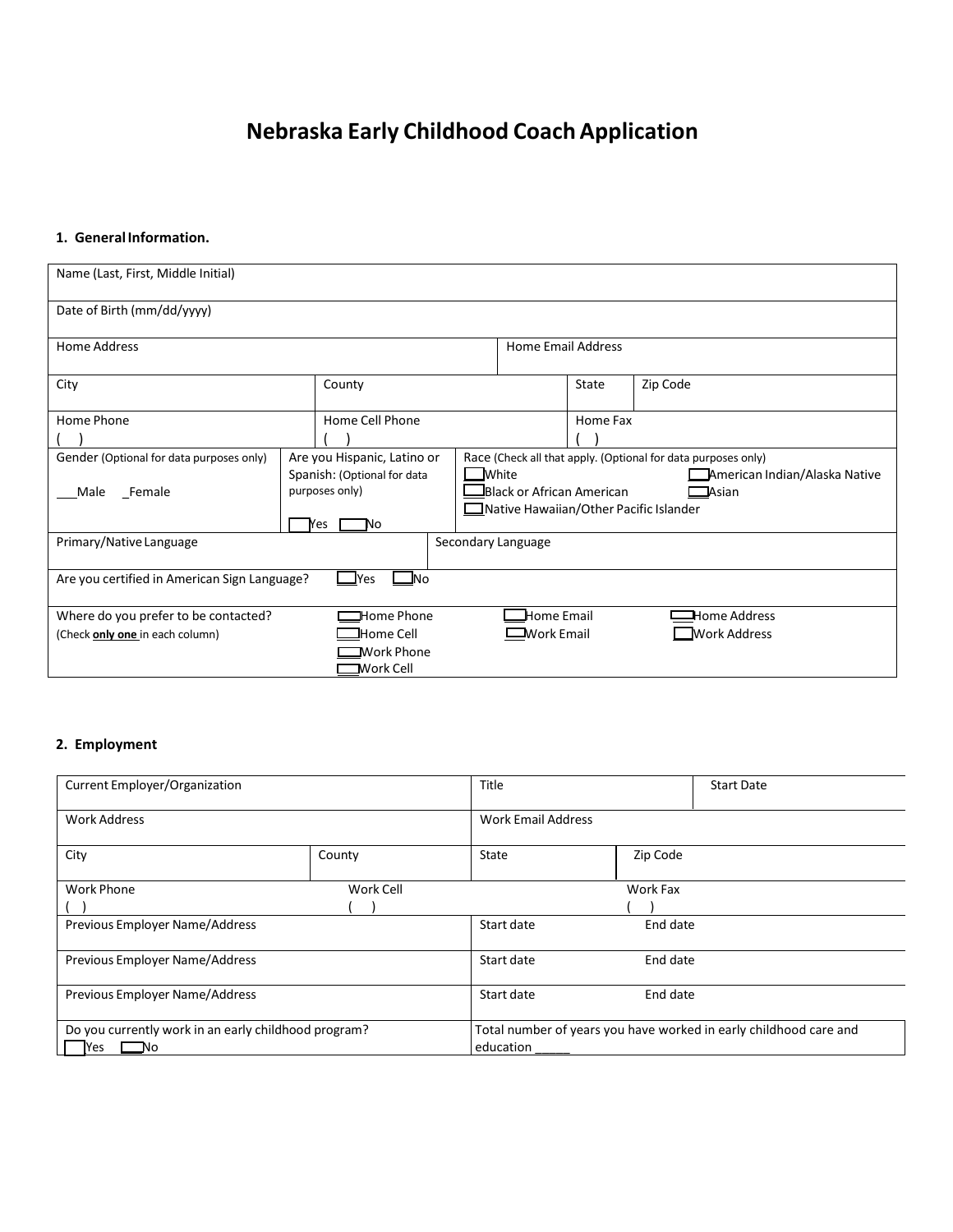# Nebraska Early Childhood Coach Application

**1. General Information.**

| Name (Last, First, Middle Initial) | | | | |
|---|---|---|---|---|
| Date of Birth (mm/dd/yyyy) | | | | |
| Home Address | | Home Email Address | | |
| City | County | | State | Zip Code |
| Home Phone<br>( ) | Home Cell Phone<br>( ) | | Home Fax<br>( ) | |
| Gender (Optional for data purposes only)<br>___Male _Female | Are you Hispanic, Latino or Spanish: (Optional for data purposes only)<br>☐ Yes ☐ No | Race (Check all that apply. (Optional for data purposes only)<br>☐ White ☐ American Indian/Alaska Native<br>☐ Black or African American ☐ Asian<br>☐ Native Hawaiian/Other Pacific Islander | | |
| Primary/Native Language | | Secondary Language | | |
| Are you certified in American Sign Language? ☐ Yes ☐ No | | | | |
| Where do you prefer to be contacted?<br>(Check **only one** in each column) | ☐ Home Phone<br>☐ Home Cell<br>☐ Work Phone<br>☐ Work Cell | ☐ Home Email<br>☐ Work Email | ☐ Home Address<br>☐ Work Address | |

**2. Employment**

| Current Employer/Organization | | Title | | Start Date |
|---|---|---|---|---|
| Work Address | | Work Email Address | | |
| City | County | State | Zip Code | |
| Work Phone<br>( ) | Work Cell<br>( ) | | Work Fax<br>( ) | |
| Previous Employer Name/Address | | Start date | End date | |
| Previous Employer Name/Address | | Start date | End date | |
| Previous Employer Name/Address | | Start date | End date | |
| Do you currently work in an early childhood program?<br>☐ Yes ☐ No | | Total number of years you have worked in early childhood care and education _____ | | |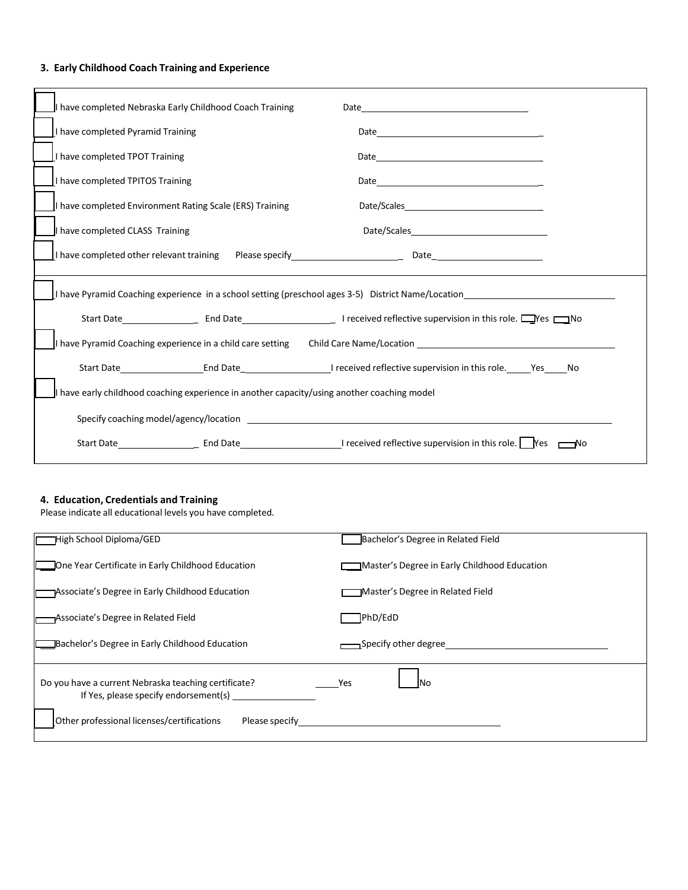### 3. Early Childhood Coach Training and Experience

☐ I have completed Nebraska Early Childhood Coach Training Date_______________________________

☐ I have completed Pyramid Training Date_______________________________

☐ I have completed TPOT Training Date_______________________________

☐ I have completed TPITOS Training Date_______________________________

☐ I have completed Environment Rating Scale (ERS) Training Date/Scales_______________________________

☐ I have completed CLASS Training Date/Scales_______________________________

☐ I have completed other relevant training Please specify______________________ Date______________________

---

☐ I have Pyramid Coaching experience in a school setting (preschool ages 3-5) District Name/Location_______________________________

Start Date______________ End Date________________ I received reflective supervision in this role. ☐ Yes ☐ No

☐ I have Pyramid Coaching experience in a child care setting Child Care Name/Location _______________________________

Start Date______________ End Date________________ I received reflective supervision in this role. _____Yes _____No

☐ I have early childhood coaching experience in another capacity/using another coaching model

Specify coaching model/agency/location _______________________________________________

Start Date______________ End Date________________ I received reflective supervision in this role. ☐ Yes ☐ No

### 4. Education, Credentials and Training

Please indicate all educational levels you have completed.

| | |
|---|---|
| ☐ High School Diploma/GED | ☐ Bachelor's Degree in Related Field |
| ☐ One Year Certificate in Early Childhood Education | ☐ Master's Degree in Early Childhood Education |
| ☐ Associate's Degree in Early Childhood Education | ☐ Master's Degree in Related Field |
| ☐ Associate's Degree in Related Field | ☐ PhD/EdD |
| ☐ Bachelor's Degree in Early Childhood Education | ☐ Specify other degree_______________________ |

Do you have a current Nebraska teaching certificate? _____Yes ☐ No

If Yes, please specify endorsement(s) ________________

☐ Other professional licenses/certifications Please specify_______________________________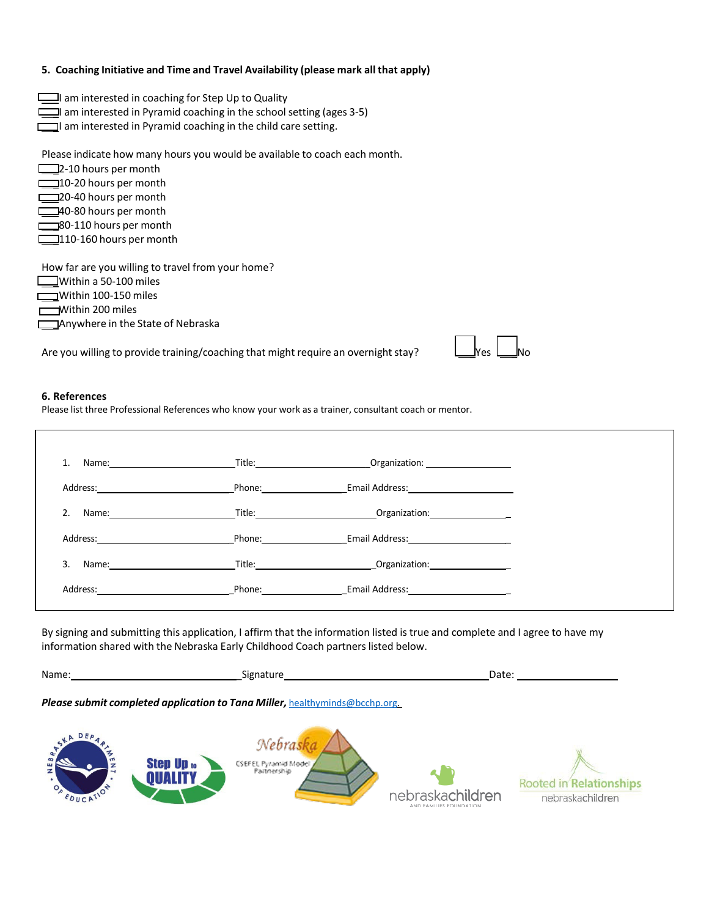**5. Coaching Initiative and Time and Travel Availability (please mark all that apply)**

☐ I am interested in coaching for Step Up to Quality
☐ I am interested in Pyramid coaching in the school setting (ages 3-5)
☐ I am interested in Pyramid coaching in the child care setting.

Please indicate how many hours you would be available to coach each month.
☐ 2-10 hours per month
☐ 10-20 hours per month
☐ 20-40 hours per month
☐ 40-80 hours per month
☐ 80-110 hours per month
☐ 110-160 hours per month

How far are you willing to travel from your home?
☐ Within a 50-100 miles
☐ Within 100-150 miles
☐ Within 200 miles
☐ Anywhere in the State of Nebraska

Are you willing to provide training/coaching that might require an overnight stay? ☐ Yes ☐ No

**6. References**

Please list three Professional References who know your work as a trainer, consultant coach or mentor.

1. Name:\_\_\_\_\_\_\_\_\_\_\_\_\_\_\_\_\_\_\_\_ Title:\_\_\_\_\_\_\_\_\_\_\_\_\_\_\_\_\_\_\_\_ Organization: \_\_\_\_\_\_\_\_\_\_\_\_\_\_\_

   Address:\_\_\_\_\_\_\_\_\_\_\_\_\_\_\_\_\_\_\_\_ Phone:\_\_\_\_\_\_\_\_\_\_\_\_\_\_\_ Email Address:\_\_\_\_\_\_\_\_\_\_\_\_\_\_\_\_\_\_\_\_

2. Name:\_\_\_\_\_\_\_\_\_\_\_\_\_\_\_\_\_\_\_\_ Title:\_\_\_\_\_\_\_\_\_\_\_\_\_\_\_\_\_\_\_\_ Organization:\_\_\_\_\_\_\_\_\_\_\_\_\_\_\_

   Address:\_\_\_\_\_\_\_\_\_\_\_\_\_\_\_\_\_\_\_\_ Phone:\_\_\_\_\_\_\_\_\_\_\_\_\_\_\_ Email Address:\_\_\_\_\_\_\_\_\_\_\_\_\_\_\_\_\_\_\_\_

3. Name:\_\_\_\_\_\_\_\_\_\_\_\_\_\_\_\_\_\_\_\_ Title:\_\_\_\_\_\_\_\_\_\_\_\_\_\_\_\_\_\_\_\_ Organization:\_\_\_\_\_\_\_\_\_\_\_\_\_\_\_

   Address:\_\_\_\_\_\_\_\_\_\_\_\_\_\_\_\_\_\_\_\_ Phone:\_\_\_\_\_\_\_\_\_\_\_\_\_\_\_ Email Address:\_\_\_\_\_\_\_\_\_\_\_\_\_\_\_\_\_\_\_\_

By signing and submitting this application, I affirm that the information listed is true and complete and I agree to have my information shared with the Nebraska Early Childhood Coach partners listed below.

Name:\_\_\_\_\_\_\_\_\_\_\_\_\_\_\_\_\_\_\_\_\_\_\_\_\_\_\_\_\_ Signature\_\_\_\_\_\_\_\_\_\_\_\_\_\_\_\_\_\_\_\_\_\_\_\_\_\_\_\_\_\_\_\_\_\_\_ Date: \_\_\_\_\_\_\_\_\_\_\_\_\_\_\_\_\_\_

***Please submit completed application to Tana Miller,*** healthyminds@bcchp.org.

Nebraska Department of Education · Step Up to Quality · Nebraska CSEFEL Pyramid Model Partnership · nebraskachildren and families foundation · Rooted in Relationships nebraskachildren